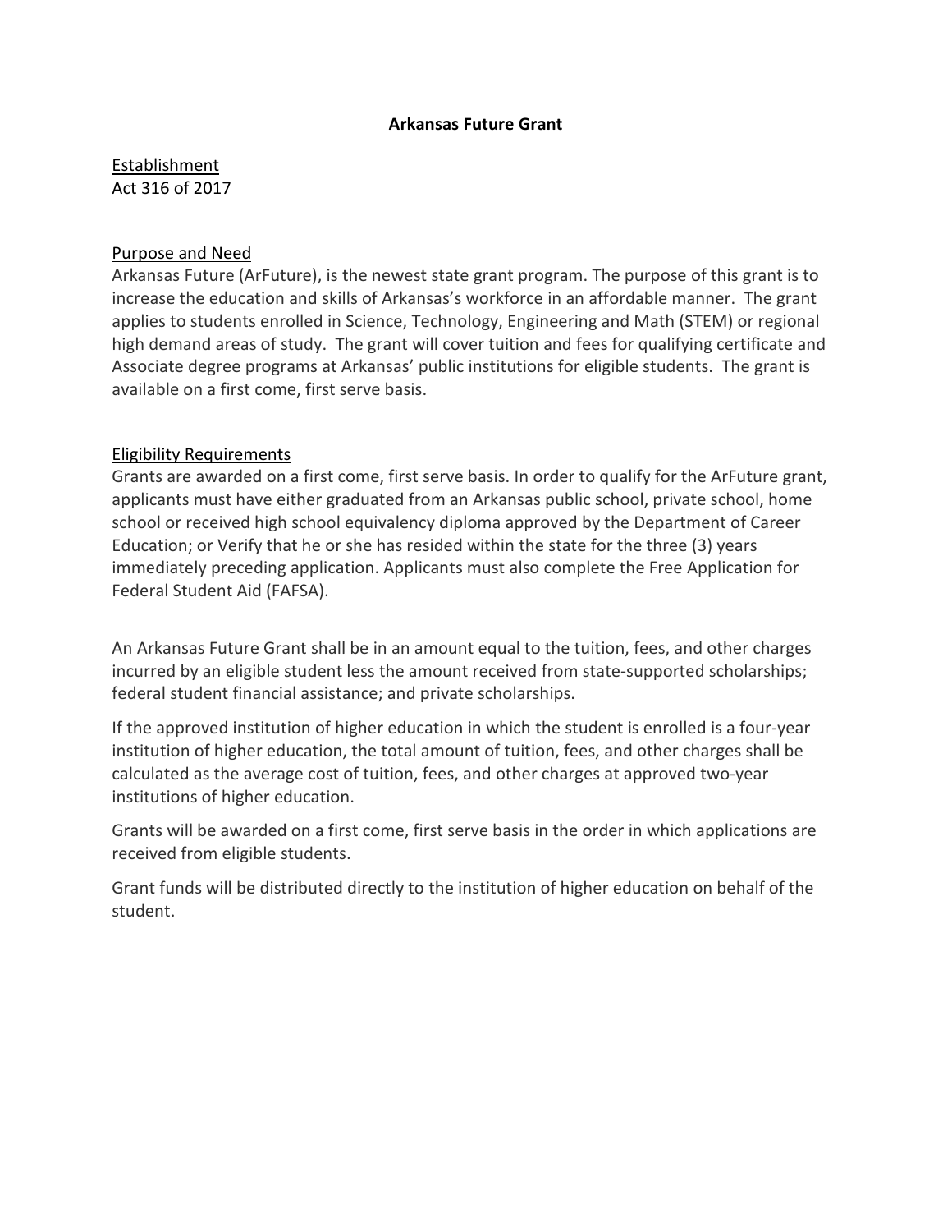# Arkansas Future Grant

## Establishment

Act 316 of 2017

## Purpose and Need

Arkansas Future (ArFuture), is the newest state grant program. The purpose of this grant is to increase the education and skills of Arkansas's workforce in an affordable manner. The grant applies to students enrolled in Science, Technology, Engineering and Math (STEM) or regional high demand areas of study. The grant will cover tuition and fees for qualifying certificate and Associate degree programs at Arkansas' public institutions for eligible students. The grant is available on a first come, first serve basis.

## Eligibility Requirements

Grants are awarded on a first come, first serve basis. In order to qualify for the ArFuture grant, applicants must have either graduated from an Arkansas public school, private school, home school or received high school equivalency diploma approved by the Department of Career Education; or Verify that he or she has resided within the state for the three (3) years immediately preceding application. Applicants must also complete the Free Application for Federal Student Aid (FAFSA).

An Arkansas Future Grant shall be in an amount equal to the tuition, fees, and other charges incurred by an eligible student less the amount received from state-supported scholarships; federal student financial assistance; and private scholarships.

If the approved institution of higher education in which the student is enrolled is a four-year institution of higher education, the total amount of tuition, fees, and other charges shall be calculated as the average cost of tuition, fees, and other charges at approved two-year institutions of higher education.

Grants will be awarded on a first come, first serve basis in the order in which applications are received from eligible students.

Grant funds will be distributed directly to the institution of higher education on behalf of the student.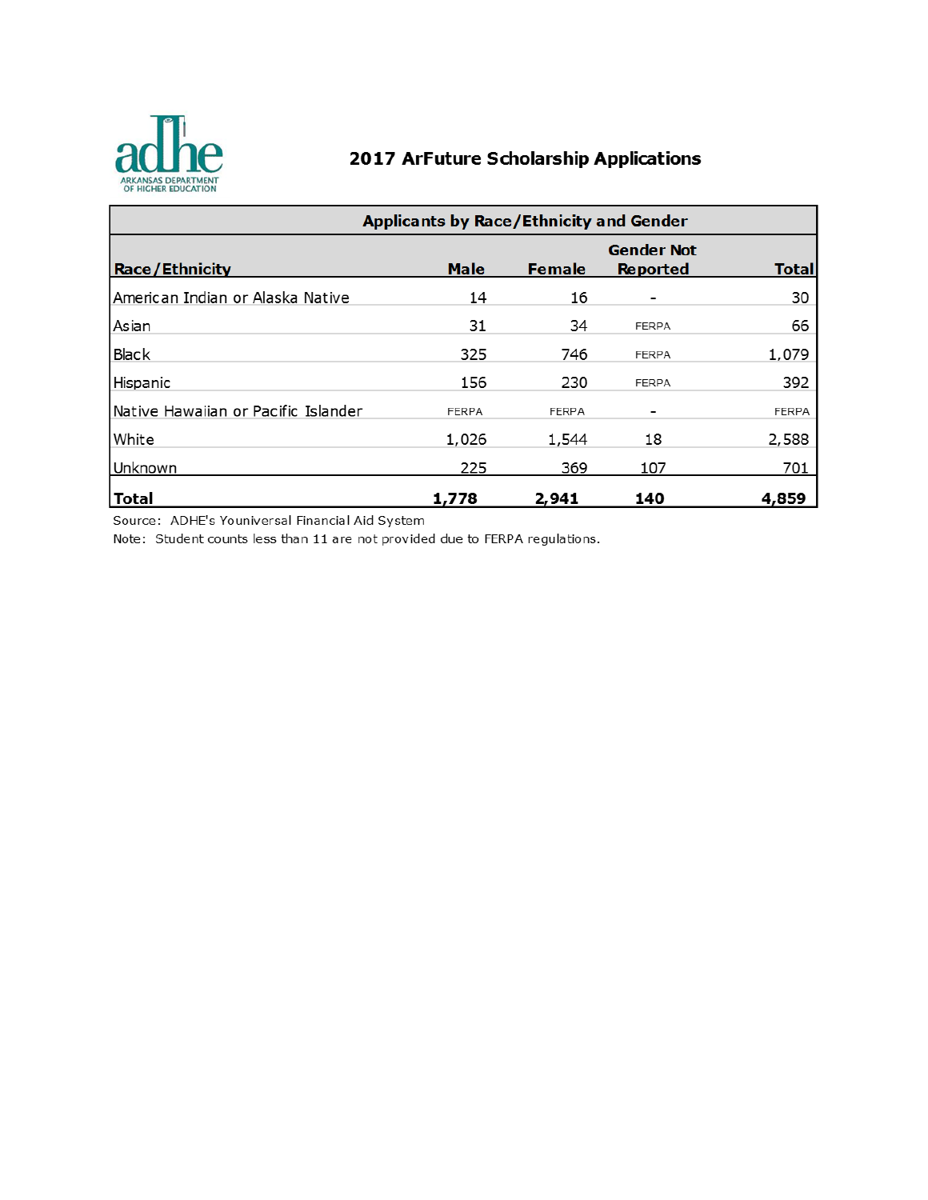ARKANSAS DEPARTMENT OF HIGHER EDUCATION

# 2017 ArFuture Scholarship Applications

| Applicants by Race/Ethnicity and Gender | | | | |
|---|---|---|---|---|
| Race/Ethnicity | Male | Female | Gender Not Reported | Total |
| American Indian or Alaska Native | 14 | 16 | - | 30 |
| Asian | 31 | 34 | FERPA | 66 |
| Black | 325 | 746 | FERPA | 1,079 |
| Hispanic | 156 | 230 | FERPA | 392 |
| Native Hawaiian or Pacific Islander | FERPA | FERPA | - | FERPA |
| White | 1,026 | 1,544 | 18 | 2,588 |
| Unknown | 225 | 369 | 107 | 701 |
| **Total** | **1,778** | **2,941** | **140** | **4,859** |

Source: ADHE's Youniversal Financial Aid System

Note: Student counts less than 11 are not provided due to FERPA regulations.